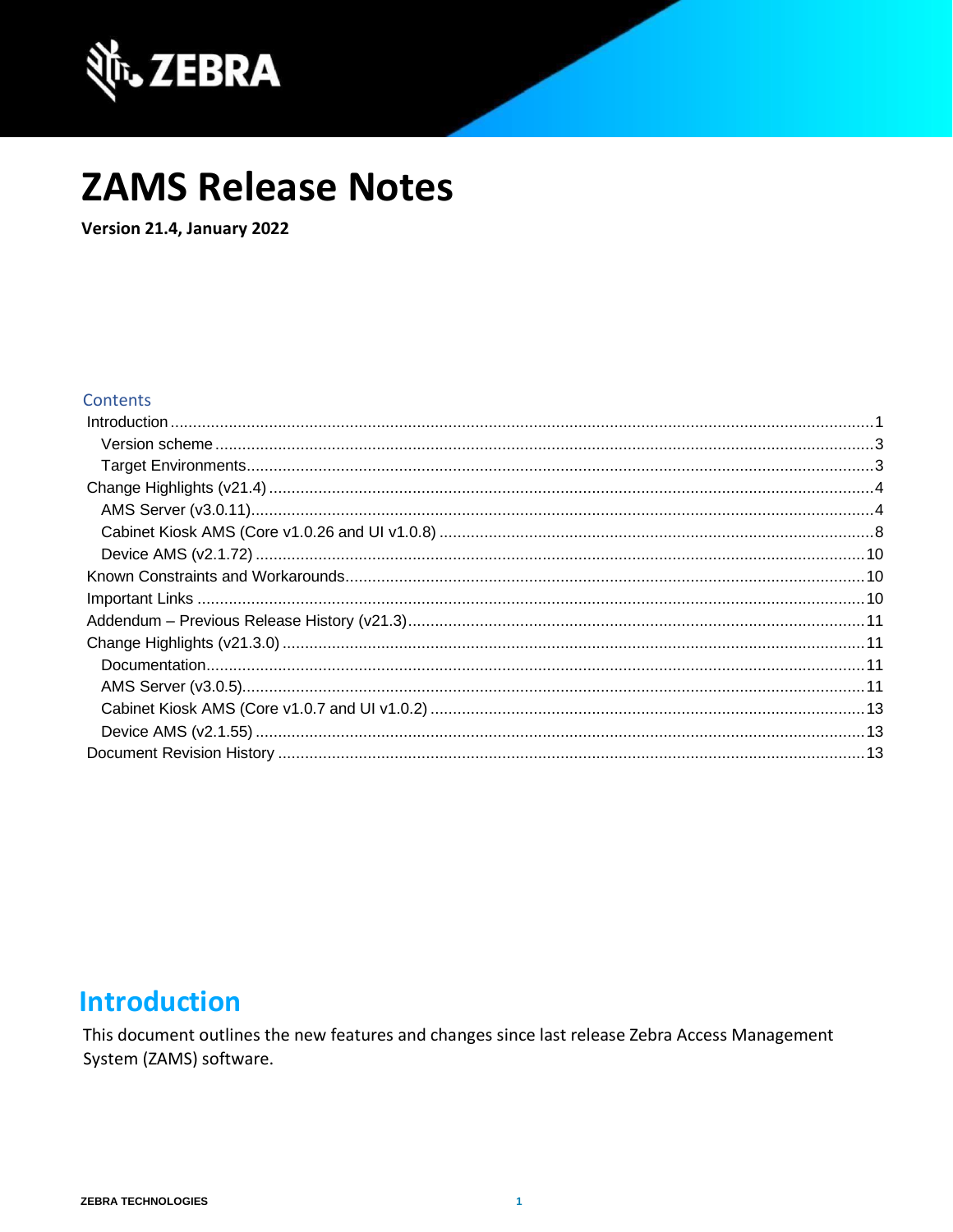# ZAMS Release Notes

**Version 21.4, January 2022**

Contents

- Introduction ........ 1
  - Version scheme ........ 3
  - Target Environments ........ 3
- Change Highlights (v21.4) ........ 4
  - AMS Server (v3.0.11) ........ 4
  - Cabinet Kiosk AMS (Core v1.0.26 and UI v1.0.8) ........ 8
  - Device AMS (v2.1.72) ........ 10
- Known Constraints and Workarounds ........ 10
- Important Links ........ 10
- Addendum – Previous Release History (v21.3) ........ 11
- Change Highlights (v21.3.0) ........ 11
  - Documentation ........ 11
  - AMS Server (v3.0.5) ........ 11
  - Cabinet Kiosk AMS (Core v1.0.7 and UI v1.0.2) ........ 13
  - Device AMS (v2.1.55) ........ 13
- Document Revision History ........ 13

## Introduction

This document outlines the new features and changes since last release Zebra Access Management System (ZAMS) software.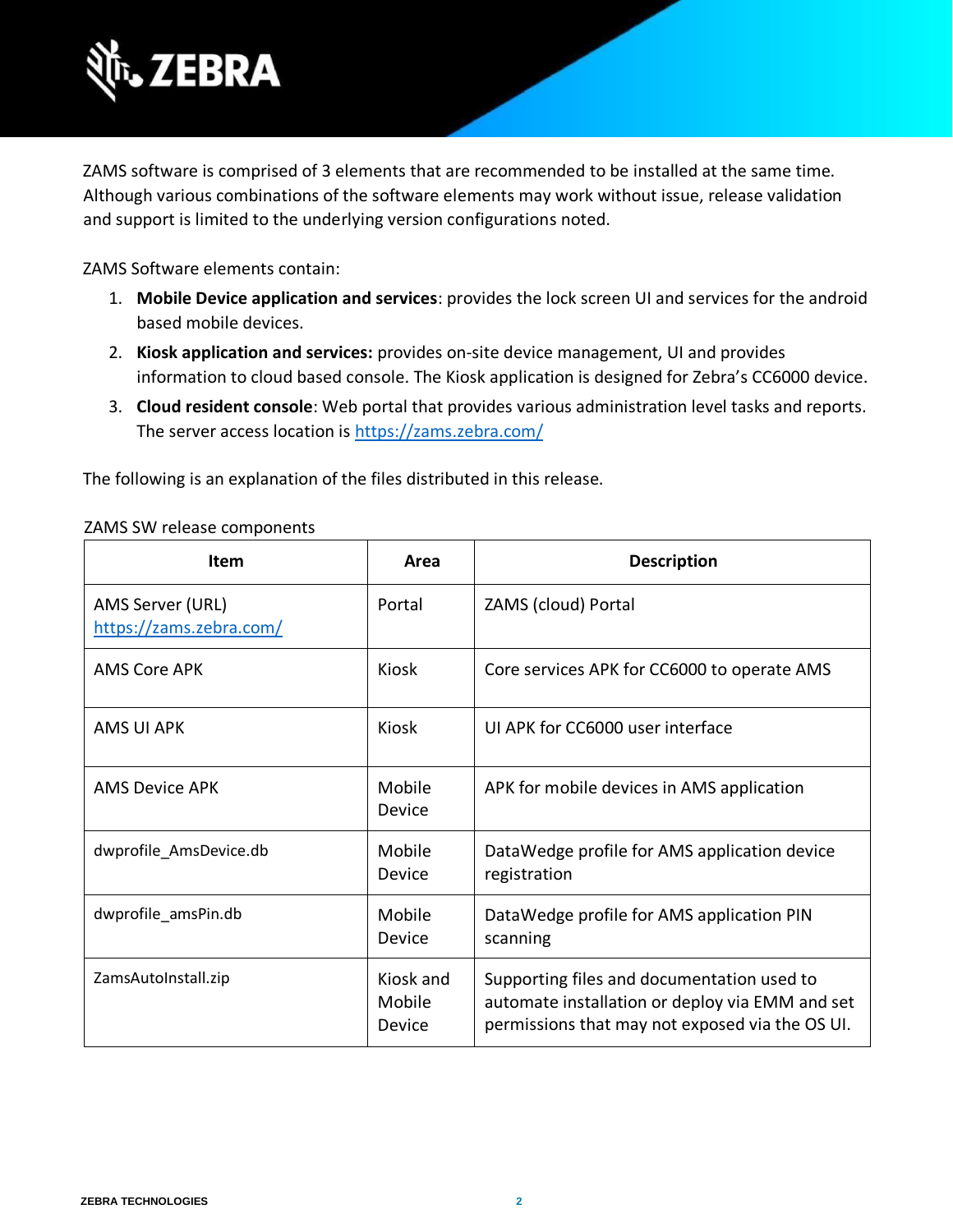ZAMS software is comprised of 3 elements that are recommended to be installed at the same time. Although various combinations of the software elements may work without issue, release validation and support is limited to the underlying version configurations noted.

ZAMS Software elements contain:

1. **Mobile Device application and services**: provides the lock screen UI and services for the android based mobile devices.
2. **Kiosk application and services:** provides on-site device management, UI and provides information to cloud based console. The Kiosk application is designed for Zebra's CC6000 device.
3. **Cloud resident console**: Web portal that provides various administration level tasks and reports. The server access location is [https://zams.zebra.com/](https://zams.zebra.com/)

The following is an explanation of the files distributed in this release.

ZAMS SW release components

| Item | Area | Description |
|---|---|---|
| AMS Server (URL) [https://zams.zebra.com/](https://zams.zebra.com/) | Portal | ZAMS (cloud) Portal |
| AMS Core APK | Kiosk | Core services APK for CC6000 to operate AMS |
| AMS UI APK | Kiosk | UI APK for CC6000 user interface |
| AMS Device APK | Mobile Device | APK for mobile devices in AMS application |
| dwprofile_AmsDevice.db | Mobile Device | DataWedge profile for AMS application device registration |
| dwprofile_amsPin.db | Mobile Device | DataWedge profile for AMS application PIN scanning |
| ZamsAutoInstall.zip | Kiosk and Mobile Device | Supporting files and documentation used to automate installation or deploy via EMM and set permissions that may not exposed via the OS UI. |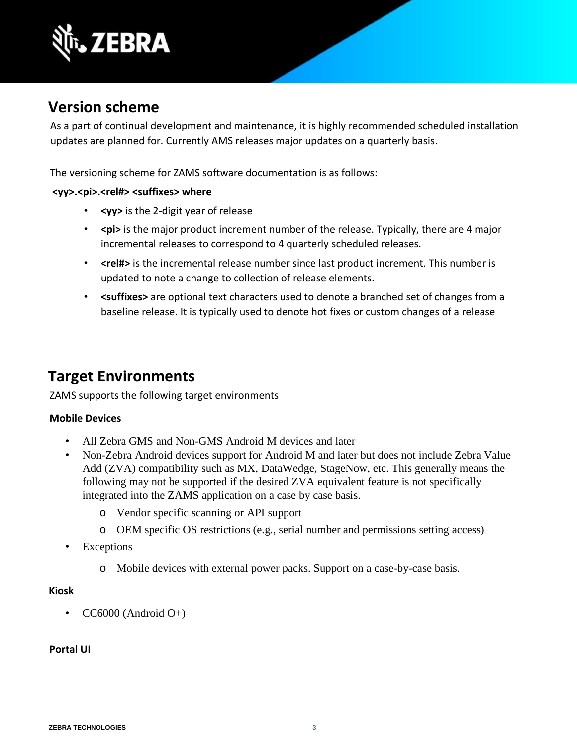## Version scheme

As a part of continual development and maintenance, it is highly recommended scheduled installation updates are planned for. Currently AMS releases major updates on a quarterly basis.

The versioning scheme for ZAMS software documentation is as follows:

**<yy>.<pi>.<rel#> <suffixes> where**

- **<yy>** is the 2-digit year of release
- **<pi>** is the major product increment number of the release. Typically, there are 4 major incremental releases to correspond to 4 quarterly scheduled releases.
- **<rel#>** is the incremental release number since last product increment. This number is updated to note a change to collection of release elements.
- **<suffixes>** are optional text characters used to denote a branched set of changes from a baseline release. It is typically used to denote hot fixes or custom changes of a release

## Target Environments

ZAMS supports the following target environments

**Mobile Devices**

- All Zebra GMS and Non-GMS Android M devices and later
- Non-Zebra Android devices support for Android M and later but does not include Zebra Value Add (ZVA) compatibility such as MX, DataWedge, StageNow, etc. This generally means the following may not be supported if the desired ZVA equivalent feature is not specifically integrated into the ZAMS application on a case by case basis.
  - Vendor specific scanning or API support
  - OEM specific OS restrictions (e.g., serial number and permissions setting access)
- Exceptions
  - Mobile devices with external power packs. Support on a case-by-case basis.

**Kiosk**

- CC6000 (Android O+)

**Portal UI**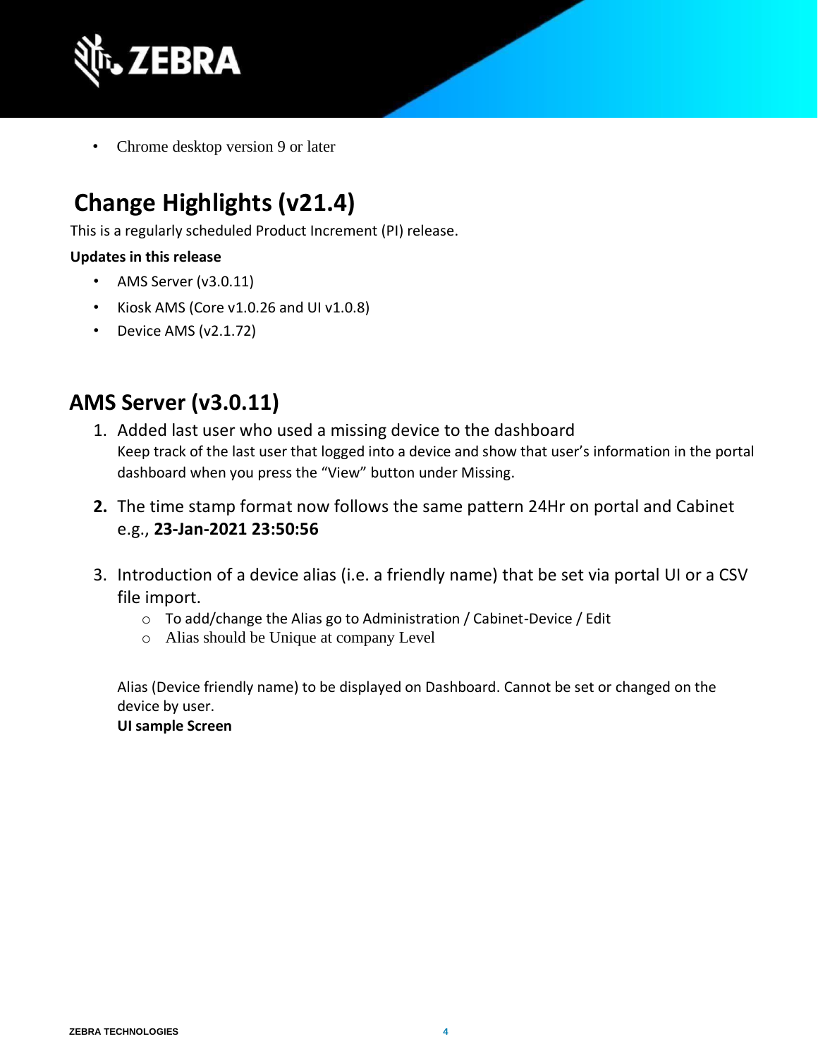- Chrome desktop version 9 or later

# Change Highlights (v21.4)

This is a regularly scheduled Product Increment (PI) release.

**Updates in this release**

- AMS Server (v3.0.11)
- Kiosk AMS (Core v1.0.26 and UI v1.0.8)
- Device AMS (v2.1.72)

## AMS Server (v3.0.11)

1. Added last user who used a missing device to the dashboard
   Keep track of the last user that logged into a device and show that user's information in the portal dashboard when you press the "View" button under Missing.
2. The time stamp format now follows the same pattern 24Hr on portal and Cabinet e.g., **23-Jan-2021 23:50:56**
3. Introduction of a device alias (i.e. a friendly name) that be set via portal UI or a CSV file import.
   - To add/change the Alias go to Administration / Cabinet-Device / Edit
   - Alias should be Unique at company Level

   Alias (Device friendly name) to be displayed on Dashboard. Cannot be set or changed on the device by user.
   **UI sample Screen**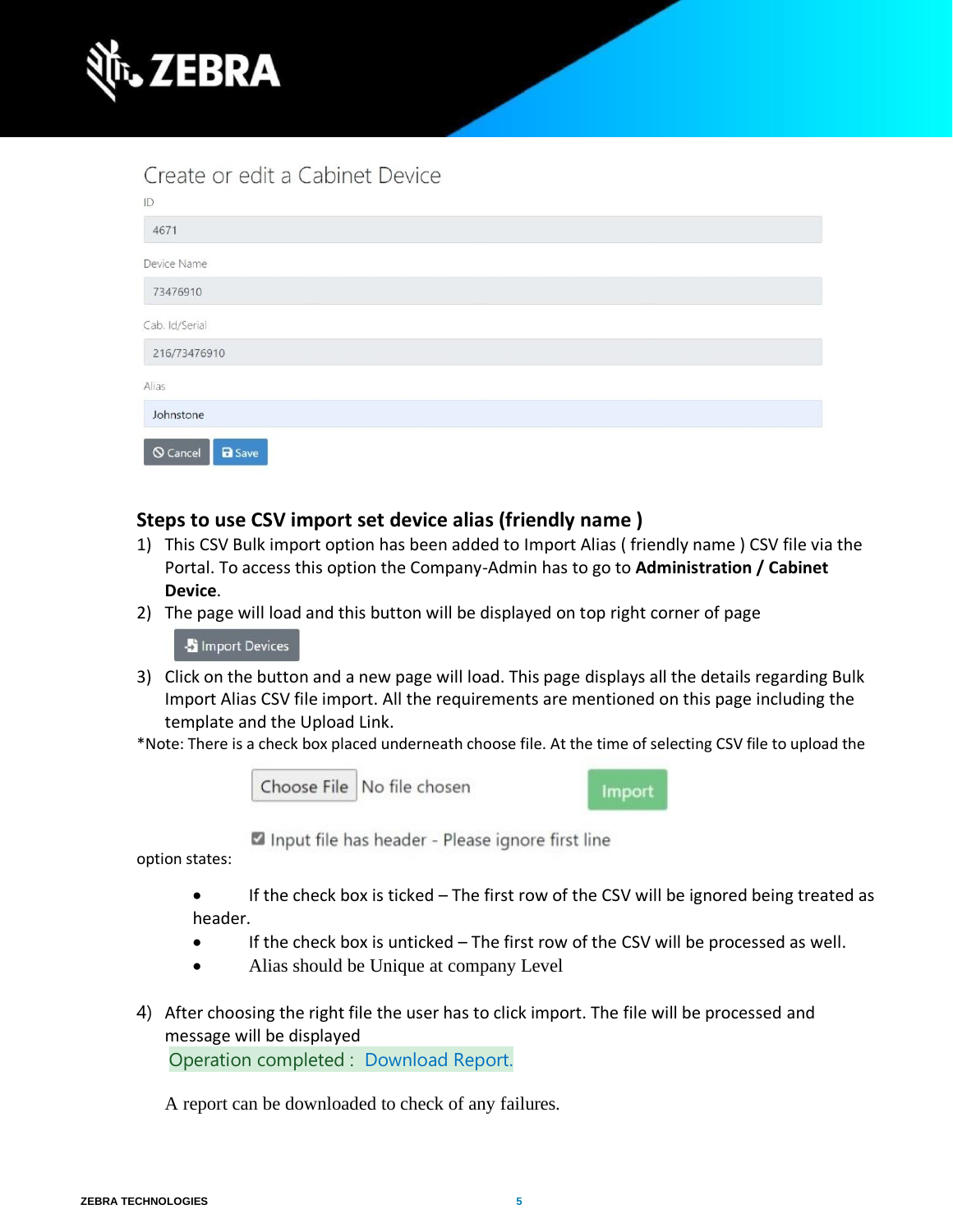Create or edit a Cabinet Device

ID

4671

Device Name

73476910

Cab. Id/Serial

216/73476910

Alias

Johnstone

Cancel Save

### Steps to use CSV import set device alias (friendly name )

1) This CSV Bulk import option has been added to Import Alias ( friendly name ) CSV file via the Portal. To access this option the Company-Admin has to go to **Administration / Cabinet Device**.
2) The page will load and this button will be displayed on top right corner of page

   Import Devices

3) Click on the button and a new page will load. This page displays all the details regarding Bulk Import Alias CSV file import. All the requirements are mentioned on this page including the template and the Upload Link.

*Note: There is a check box placed underneath choose file. At the time of selecting CSV file to upload the option states:

Choose File No file chosen Import

☑ Input file has header - Please ignore first line

- If the check box is ticked – The first row of the CSV will be ignored being treated as header.
- If the check box is unticked – The first row of the CSV will be processed as well.
- Alias should be Unique at company Level

4) After choosing the right file the user has to click import. The file will be processed and message will be displayed

   Operation completed : Download Report.

   A report can be downloaded to check of any failures.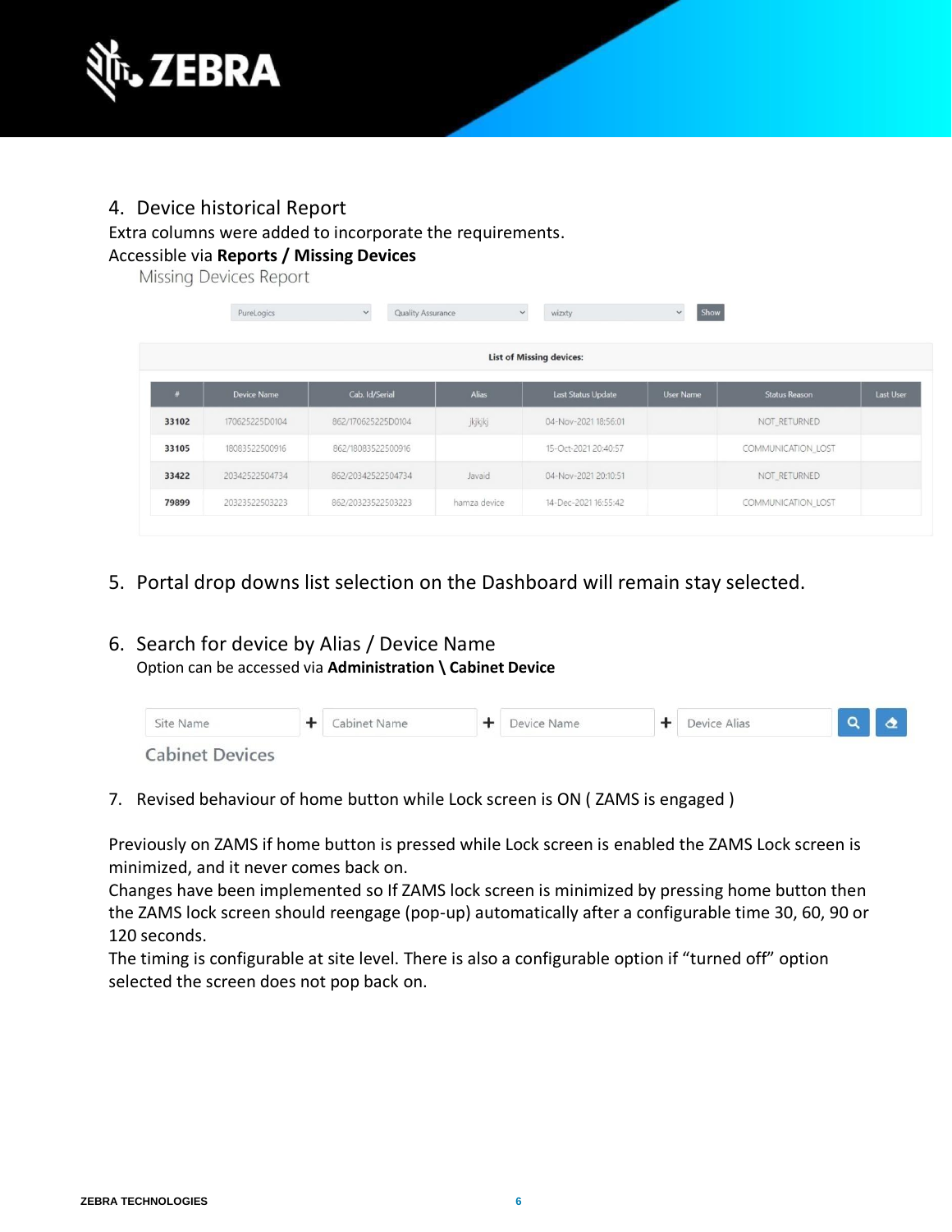4. Device historical Report

Extra columns were added to incorporate the requirements.
Accessible via **Reports / Missing Devices**

Missing Devices Report

PureLogics | Quality Assurance | wizxty | Show

**List of Missing devices:**

| # | Device Name | Cab. Id/Serial | Alias | Last Status Update | User Name | Status Reason | Last User |
|---|---|---|---|---|---|---|---|
| 33102 | 170625225D0104 | 862/170625225D0104 | jkjkjkj | 04-Nov-2021 18:56:01 | | NOT_RETURNED | |
| 33105 | 18083522500916 | 862/18083522500916 | | 15-Oct-2021 20:40:57 | | COMMUNICATION_LOST | |
| 33422 | 20342522504734 | 862/20342522504734 | Javaid | 04-Nov-2021 20:10:51 | | NOT_RETURNED | |
| 79899 | 20323522503223 | 862/20323522503223 | hamza device | 14-Dec-2021 16:55:42 | | COMMUNICATION_LOST | |

5. Portal drop downs list selection on the Dashboard will remain stay selected.

6. Search for device by Alias / Device Name

   Option can be accessed via **Administration \ Cabinet Device**

Site Name + Cabinet Name + Device Name + Device Alias

Cabinet Devices

7. Revised behaviour of home button while Lock screen is ON ( ZAMS is engaged )

Previously on ZAMS if home button is pressed while Lock screen is enabled the ZAMS Lock screen is minimized, and it never comes back on.
Changes have been implemented so If ZAMS lock screen is minimized by pressing home button then the ZAMS lock screen should reengage (pop-up) automatically after a configurable time 30, 60, 90 or 120 seconds.
The timing is configurable at site level. There is also a configurable option if "turned off" option selected the screen does not pop back on.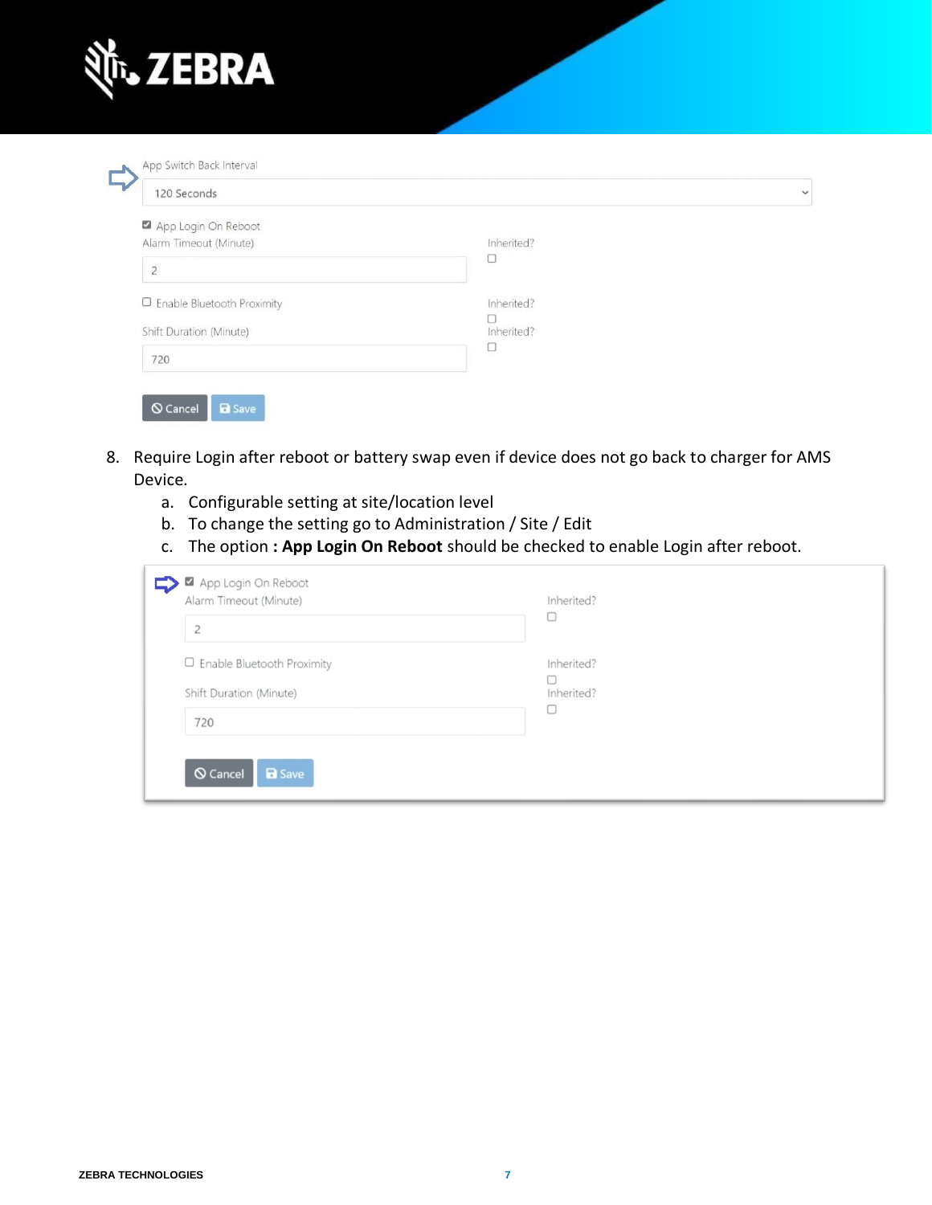App Switch Back Interval

120 Seconds

☑ App Login On Reboot

Alarm Timeout (Minute) — Inherited? ☐

2

☐ Enable Bluetooth Proximity — Inherited? ☐

Shift Duration (Minute) — Inherited? ☐

720

Cancel | Save

8. Require Login after reboot or battery swap even if device does not go back to charger for AMS Device.
    a. Configurable setting at site/location level
    b. To change the setting go to Administration / Site / Edit
    c. The option **: App Login On Reboot** should be checked to enable Login after reboot.

☑ App Login On Reboot

Alarm Timeout (Minute) — Inherited? ☐

2

☐ Enable Bluetooth Proximity — Inherited? ☐

Shift Duration (Minute) — Inherited? ☐

720

Cancel | Save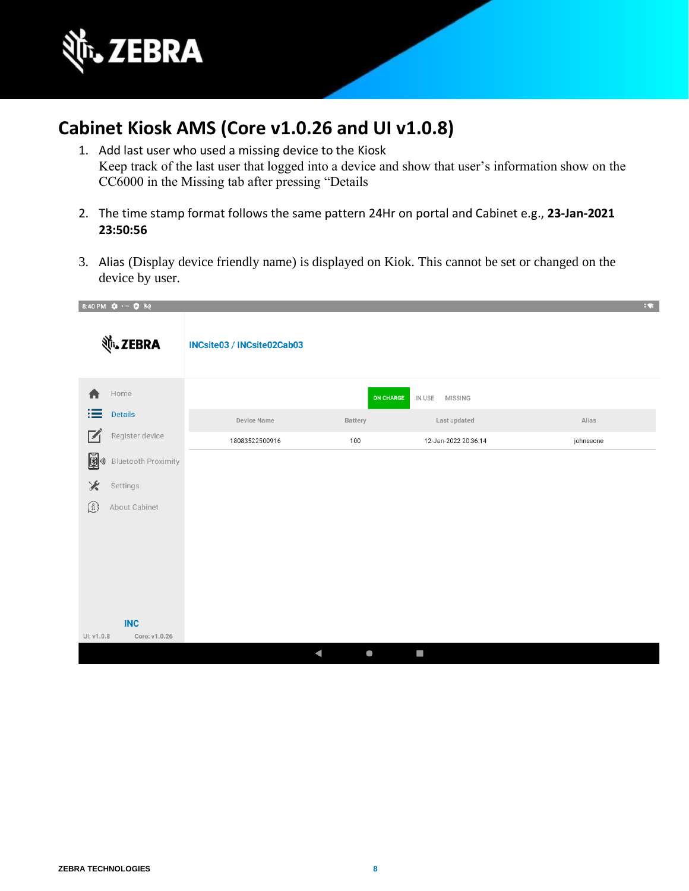## Cabinet Kiosk AMS (Core v1.0.26 and UI v1.0.8)

1. Add last user who used a missing device to the Kiosk
   Keep track of the last user that logged into a device and show that user's information show on the CC6000 in the Missing tab after pressing "Details

2. The time stamp format follows the same pattern 24Hr on portal and Cabinet e.g., **23-Jan-2021 23:50:56**

3. Alias (Display device friendly name) is displayed on Kiok. This cannot be set or changed on the device by user.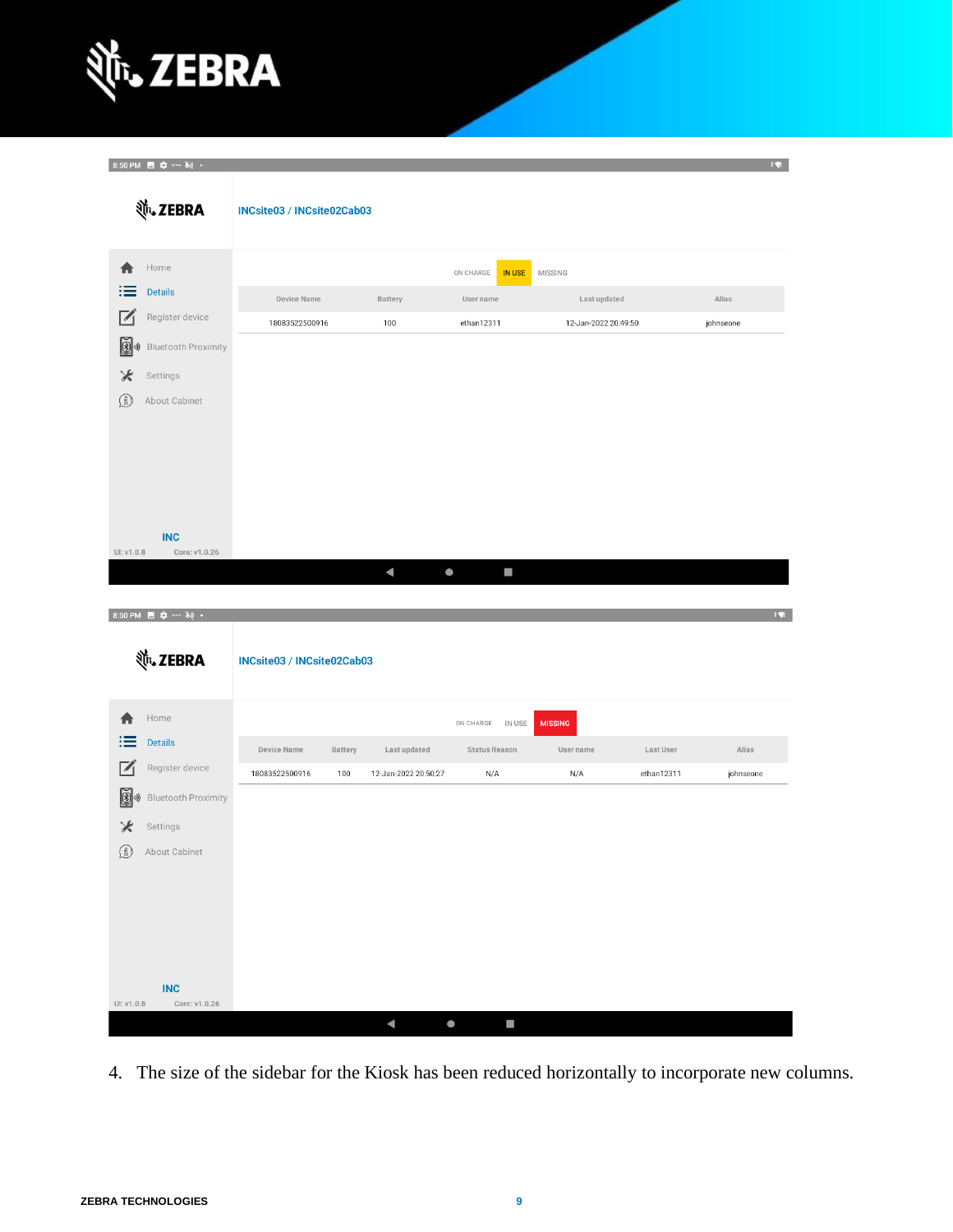8:50 PM

ZEBRA

INCsite03 / INCsite02Cab03

- Home
- Details
- Register device
- Bluetooth Proximity
- Settings
- About Cabinet

ON CHARGE | IN USE | MISSING

| Device Name | Battery | User name | Last updated | Alias |
|---|---|---|---|---|
| 18083522500916 | 100 | ethan12311 | 12-Jan-2022 20:49:50 | johnseone |

INC

UI: v1.0.8 Core: v1.0.26

8:50 PM

ZEBRA

INCsite03 / INCsite02Cab03

- Home
- Details
- Register device
- Bluetooth Proximity
- Settings
- About Cabinet

ON CHARGE | IN USE | MISSING

| Device Name | Battery | Last updated | Status Reason | User name | Last User | Alias |
|---|---|---|---|---|---|---|
| 18083522500916 | 100 | 12-Jan-2022 20:50:27 | N/A | N/A | ethan12311 | johnseone |

INC

UI: v1.0.8 Core: v1.0.26

4. The size of the sidebar for the Kiosk has been reduced horizontally to incorporate new columns.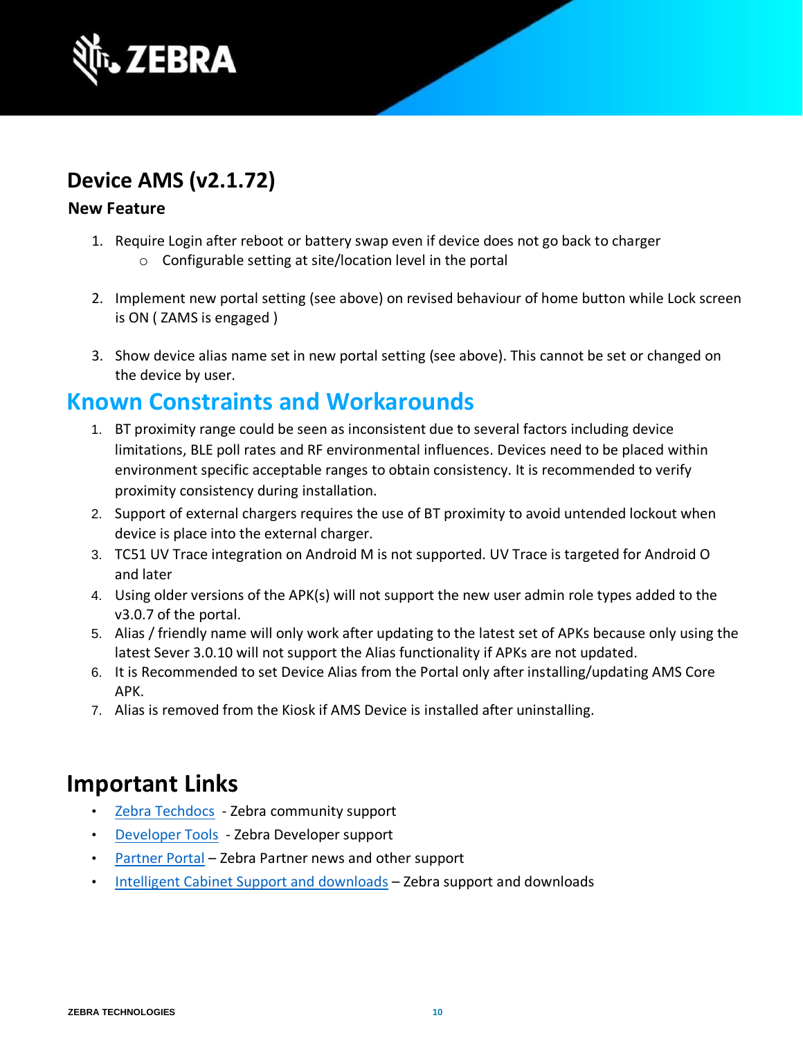## Device AMS (v2.1.72)

### New Feature

1. Require Login after reboot or battery swap even if device does not go back to charger
   - Configurable setting at site/location level in the portal

2. Implement new portal setting (see above) on revised behaviour of home button while Lock screen is ON ( ZAMS is engaged )

3. Show device alias name set in new portal setting (see above). This cannot be set or changed on the device by user.

## Known Constraints and Workarounds

1. BT proximity range could be seen as inconsistent due to several factors including device limitations, BLE poll rates and RF environmental influences. Devices need to be placed within environment specific acceptable ranges to obtain consistency. It is recommended to verify proximity consistency during installation.
2. Support of external chargers requires the use of BT proximity to avoid untended lockout when device is place into the external charger.
3. TC51 UV Trace integration on Android M is not supported. UV Trace is targeted for Android O and later
4. Using older versions of the APK(s) will not support the new user admin role types added to the v3.0.7 of the portal.
5. Alias / friendly name will only work after updating to the latest set of APKs because only using the latest Sever 3.0.10 will not support the Alias functionality if APKs are not updated.
6. It is Recommended to set Device Alias from the Portal only after installing/updating AMS Core APK.
7. Alias is removed from the Kiosk if AMS Device is installed after uninstalling.

## Important Links

- Zebra Techdocs - Zebra community support
- Developer Tools - Zebra Developer support
- Partner Portal – Zebra Partner news and other support
- Intelligent Cabinet Support and downloads – Zebra support and downloads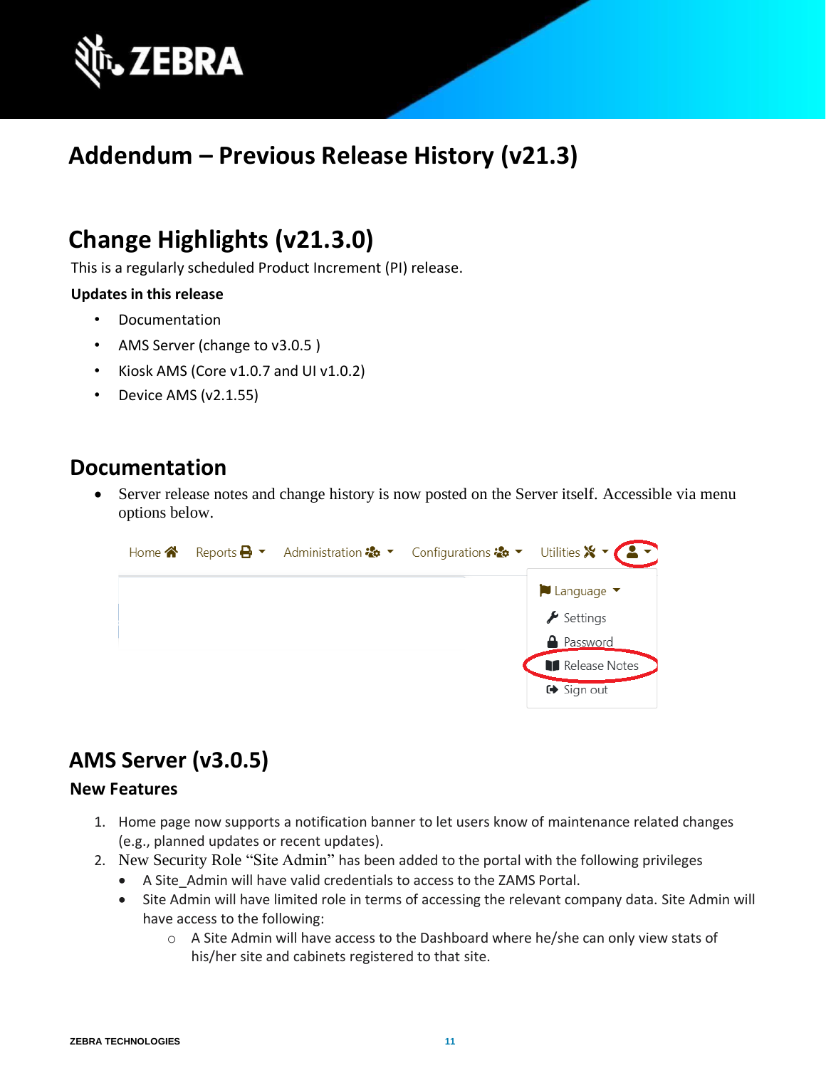# Addendum – Previous Release History (v21.3)

## Change Highlights (v21.3.0)

This is a regularly scheduled Product Increment (PI) release.

**Updates in this release**

- Documentation
- AMS Server (change to v3.0.5 )
- Kiosk AMS (Core v1.0.7 and UI v1.0.2)
- Device AMS (v2.1.55)

## Documentation

- Server release notes and change history is now posted on the Server itself. Accessible via menu options below.

## AMS Server (v3.0.5)

### New Features

1. Home page now supports a notification banner to let users know of maintenance related changes (e.g., planned updates or recent updates).
2. New Security Role "Site Admin" has been added to the portal with the following privileges
   - A Site_Admin will have valid credentials to access to the ZAMS Portal.
   - Site Admin will have limited role in terms of accessing the relevant company data. Site Admin will have access to the following:
     - A Site Admin will have access to the Dashboard where he/she can only view stats of his/her site and cabinets registered to that site.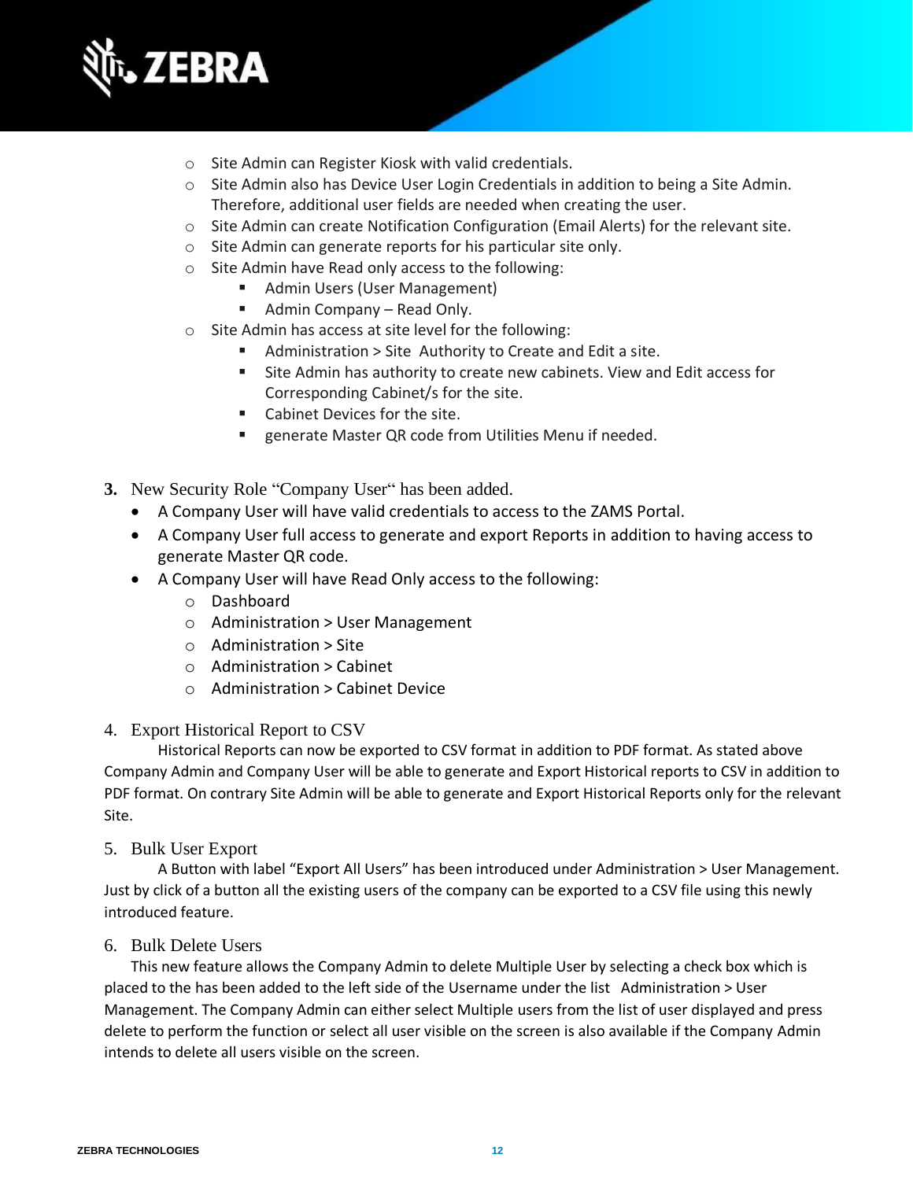- Site Admin can Register Kiosk with valid credentials.
    - Site Admin also has Device User Login Credentials in addition to being a Site Admin. Therefore, additional user fields are needed when creating the user.
    - Site Admin can create Notification Configuration (Email Alerts) for the relevant site.
    - Site Admin can generate reports for his particular site only.
    - Site Admin have Read only access to the following:
        - Admin Users (User Management)
        - Admin Company – Read Only.
    - Site Admin has access at site level for the following:
        - Administration > Site Authority to Create and Edit a site.
        - Site Admin has authority to create new cabinets. View and Edit access for Corresponding Cabinet/s for the site.
        - Cabinet Devices for the site.
        - generate Master QR code from Utilities Menu if needed.

3. New Security Role "Company User" has been added.
    - A Company User will have valid credentials to access to the ZAMS Portal.
    - A Company User full access to generate and export Reports in addition to having access to generate Master QR code.
    - A Company User will have Read Only access to the following:
        - Dashboard
        - Administration > User Management
        - Administration > Site
        - Administration > Cabinet
        - Administration > Cabinet Device

4. Export Historical Report to CSV

Historical Reports can now be exported to CSV format in addition to PDF format. As stated above Company Admin and Company User will be able to generate and Export Historical reports to CSV in addition to PDF format. On contrary Site Admin will be able to generate and Export Historical Reports only for the relevant Site.

5. Bulk User Export

A Button with label "Export All Users" has been introduced under Administration > User Management. Just by click of a button all the existing users of the company can be exported to a CSV file using this newly introduced feature.

6. Bulk Delete Users

This new feature allows the Company Admin to delete Multiple User by selecting a check box which is placed to the has been added to the left side of the Username under the list Administration > User Management. The Company Admin can either select Multiple users from the list of user displayed and press delete to perform the function or select all user visible on the screen is also available if the Company Admin intends to delete all users visible on the screen.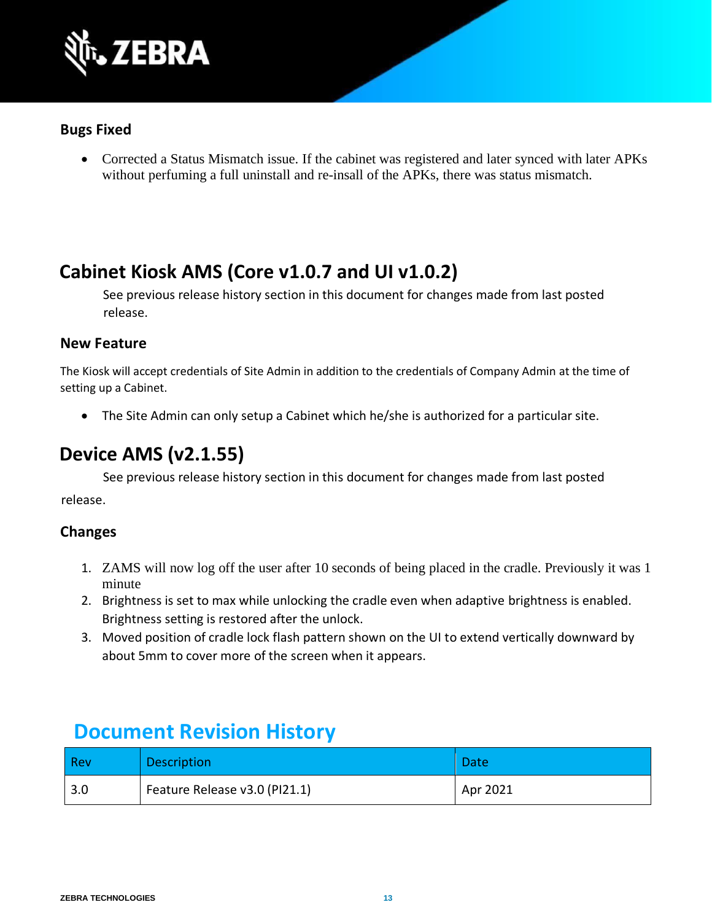### Bugs Fixed

- Corrected a Status Mismatch issue. If the cabinet was registered and later synced with later APKs without perfuming a full uninstall and re-insall of the APKs, there was status mismatch.

## Cabinet Kiosk AMS (Core v1.0.7 and UI v1.0.2)

See previous release history section in this document for changes made from last posted release.

### New Feature

The Kiosk will accept credentials of Site Admin in addition to the credentials of Company Admin at the time of setting up a Cabinet.

- The Site Admin can only setup a Cabinet which he/she is authorized for a particular site.

## Device AMS (v2.1.55)

See previous release history section in this document for changes made from last posted release.

### Changes

1. ZAMS will now log off the user after 10 seconds of being placed in the cradle. Previously it was 1 minute
2. Brightness is set to max while unlocking the cradle even when adaptive brightness is enabled. Brightness setting is restored after the unlock.
3. Moved position of cradle lock flash pattern shown on the UI to extend vertically downward by about 5mm to cover more of the screen when it appears.

# Document Revision History

| Rev | Description | Date |
|---|---|---|
| 3.0 | Feature Release v3.0 (PI21.1) | Apr 2021 |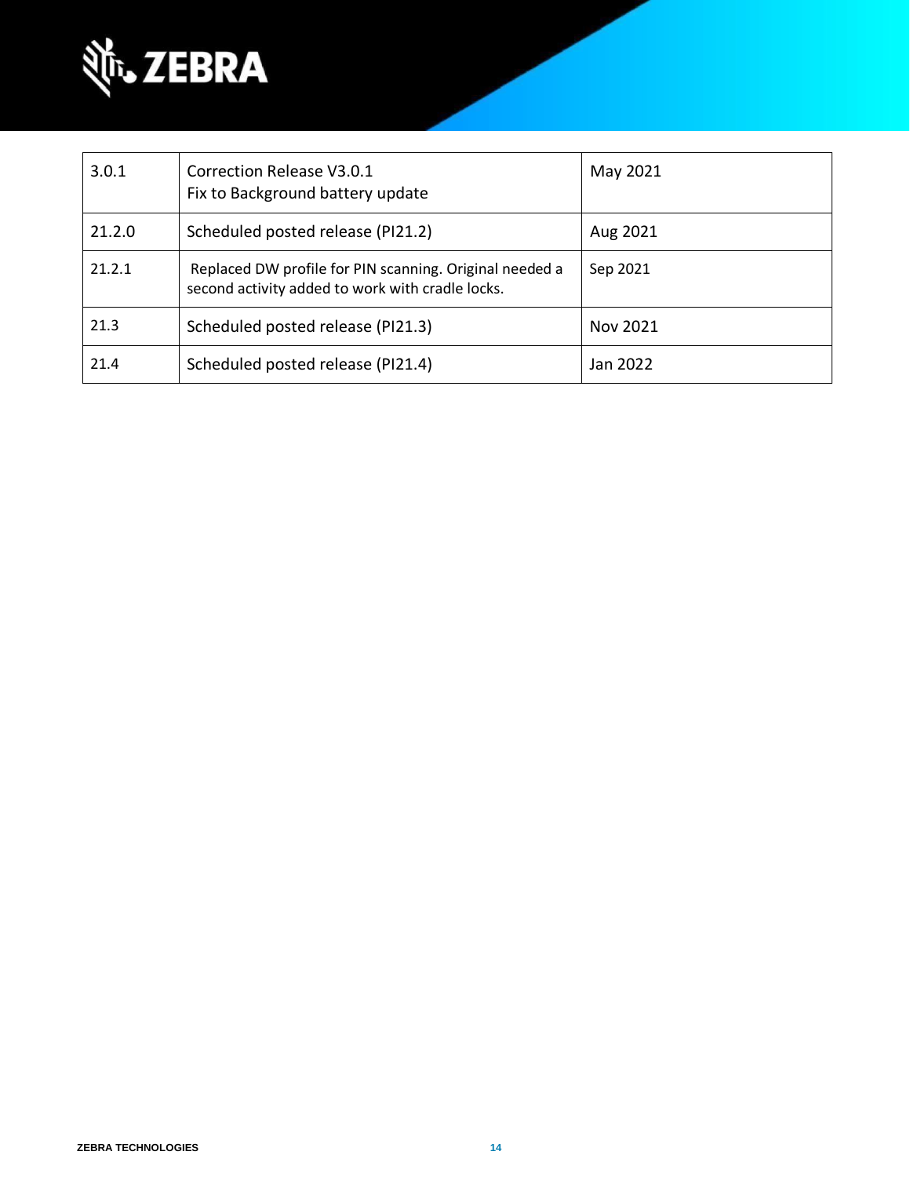| | | |
|---|---|---|
| 3.0.1 | Correction Release V3.0.1<br>Fix to Background battery update | May 2021 |
| 21.2.0 | Scheduled posted release (PI21.2) | Aug 2021 |
| 21.2.1 | Replaced DW profile for PIN scanning. Original needed a second activity added to work with cradle locks. | Sep 2021 |
| 21.3 | Scheduled posted release (PI21.3) | Nov 2021 |
| 21.4 | Scheduled posted release (PI21.4) | Jan 2022 |